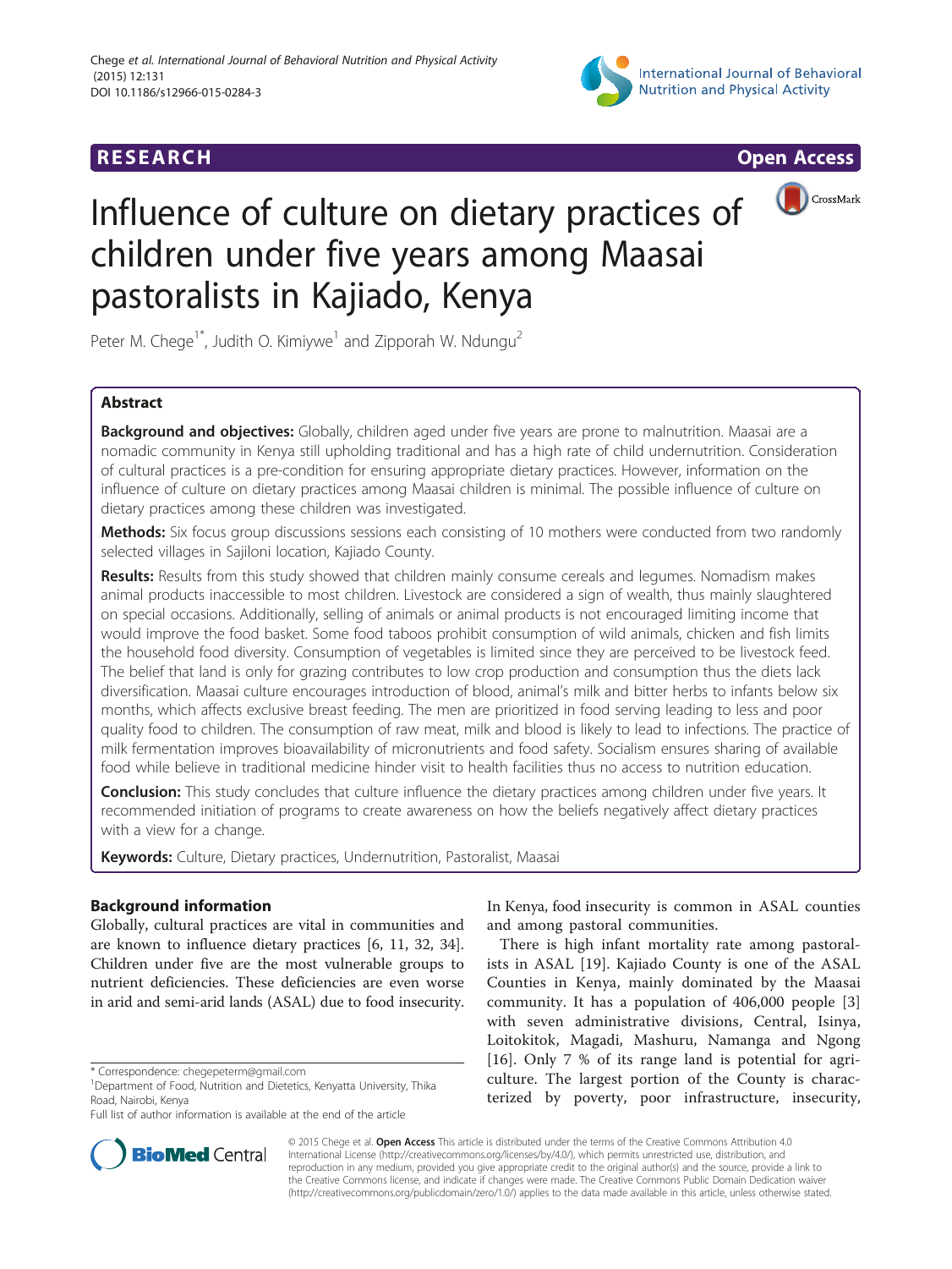# Influence of culture on dietary practices of children under five years among Maasai pastoralists in Kajiado, Kenya

Peter M. Chege[1*], Judith O. Kimiywe[1] and Zipporah W. Ndungu[2]

## Abstract

**Background and objectives:** Globally, children aged under five years are prone to malnutrition. Maasai are a nomadic community in Kenya still upholding traditional and has a high rate of child undernutrition. Consideration of cultural practices is a pre-condition for ensuring appropriate dietary practices. However, information on the influence of culture on dietary practices among Maasai children is minimal. The possible influence of culture on dietary practices among these children was investigated.

**Methods:** Six focus group discussions sessions each consisting of 10 mothers were conducted from two randomly selected villages in Sajiloni location, Kajiado County.

**Results:** Results from this study showed that children mainly consume cereals and legumes. Nomadism makes animal products inaccessible to most children. Livestock are considered a sign of wealth, thus mainly slaughtered on special occasions. Additionally, selling of animals or animal products is not encouraged limiting income that would improve the food basket. Some food taboos prohibit consumption of wild animals, chicken and fish limits the household food diversity. Consumption of vegetables is limited since they are perceived to be livestock feed. The belief that land is only for grazing contributes to low crop production and consumption thus the diets lack diversification. Maasai culture encourages introduction of blood, animal's milk and bitter herbs to infants below six months, which affects exclusive breast feeding. The men are prioritized in food serving leading to less and poor quality food to children. The consumption of raw meat, milk and blood is likely to lead to infections. The practice of milk fermentation improves bioavailability of micronutrients and food safety. Socialism ensures sharing of available food while believe in traditional medicine hinder visit to health facilities thus no access to nutrition education.

**Conclusion:** This study concludes that culture influence the dietary practices among children under five years. It recommended initiation of programs to create awareness on how the beliefs negatively affect dietary practices with a view for a change.

**Keywords:** Culture, Dietary practices, Undernutrition, Pastoralist, Maasai

## Background information

Globally, cultural practices are vital in communities and are known to influence dietary practices [6, 11, 32, 34]. Children under five are the most vulnerable groups to nutrient deficiencies. These deficiencies are even worse in arid and semi-arid lands (ASAL) due to food insecurity. In Kenya, food insecurity is common in ASAL counties and among pastoral communities.

There is high infant mortality rate among pastoralists in ASAL [19]. Kajiado County is one of the ASAL Counties in Kenya, mainly dominated by the Maasai community. It has a population of 406,000 people [3] with seven administrative divisions, Central, Isinya, Loitokitok, Magadi, Mashuru, Namanga and Ngong [16]. Only 7 % of its range land is potential for agriculture. The largest portion of the County is characterized by poverty, poor infrastructure, insecurity,

\* Correspondence: chegepeterm@gmail.com
[1]Department of Food, Nutrition and Dietetics, Kenyatta University, Thika Road, Nairobi, Kenya
Full list of author information is available at the end of the article

© 2015 Chege et al. **Open Access** This article is distributed under the terms of the Creative Commons Attribution 4.0 International License (http://creativecommons.org/licenses/by/4.0/), which permits unrestricted use, distribution, and reproduction in any medium, provided you give appropriate credit to the original author(s) and the source, provide a link to the Creative Commons license, and indicate if changes were made. The Creative Commons Public Domain Dedication waiver (http://creativecommons.org/publicdomain/zero/1.0/) applies to the data made available in this article, unless otherwise stated.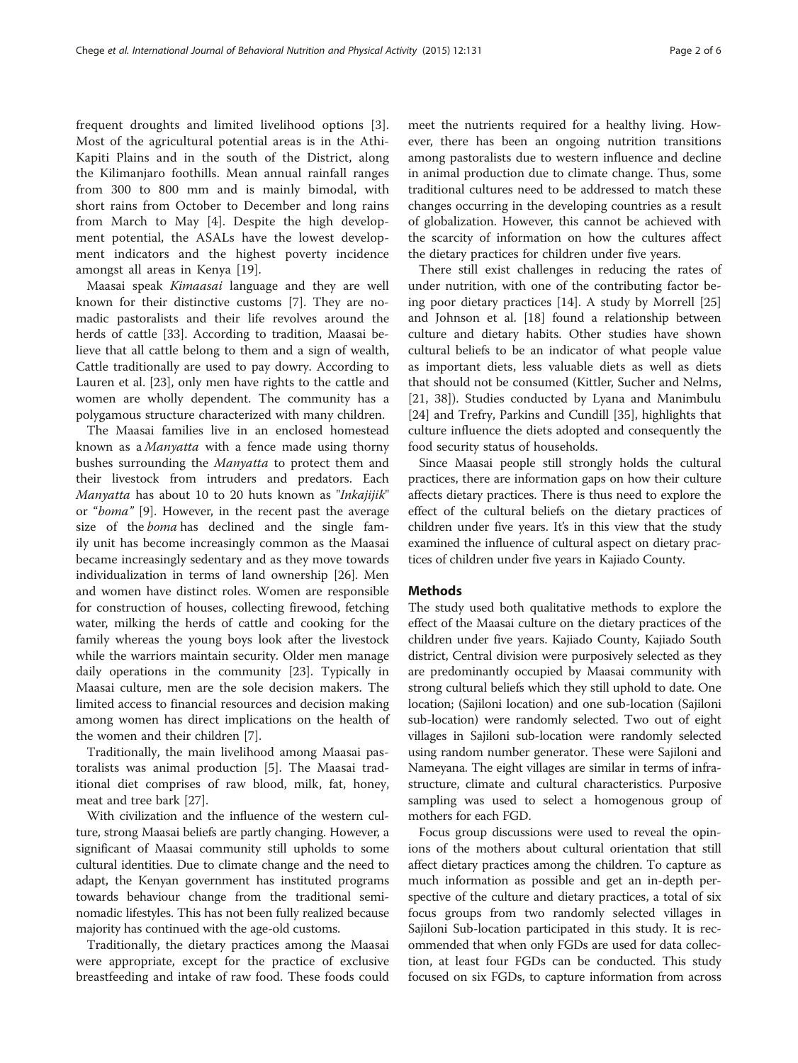frequent droughts and limited livelihood options [3]. Most of the agricultural potential areas is in the Athi-Kapiti Plains and in the south of the District, along the Kilimanjaro foothills. Mean annual rainfall ranges from 300 to 800 mm and is mainly bimodal, with short rains from October to December and long rains from March to May [4]. Despite the high development potential, the ASALs have the lowest development indicators and the highest poverty incidence amongst all areas in Kenya [19].

Maasai speak *Kimaasai* language and they are well known for their distinctive customs [7]. They are nomadic pastoralists and their life revolves around the herds of cattle [33]. According to tradition, Maasai believe that all cattle belong to them and a sign of wealth, Cattle traditionally are used to pay dowry. According to Lauren et al. [23], only men have rights to the cattle and women are wholly dependent. The community has a polygamous structure characterized with many children.

The Maasai families live in an enclosed homestead known as a *Manyatta* with a fence made using thorny bushes surrounding the *Manyatta* to protect them and their livestock from intruders and predators. Each *Manyatta* has about 10 to 20 huts known as "*Inkajijik*" or "*boma*" [9]. However, in the recent past the average size of the *boma* has declined and the single family unit has become increasingly common as the Maasai became increasingly sedentary and as they move towards individualization in terms of land ownership [26]. Men and women have distinct roles. Women are responsible for construction of houses, collecting firewood, fetching water, milking the herds of cattle and cooking for the family whereas the young boys look after the livestock while the warriors maintain security. Older men manage daily operations in the community [23]. Typically in Maasai culture, men are the sole decision makers. The limited access to financial resources and decision making among women has direct implications on the health of the women and their children [7].

Traditionally, the main livelihood among Maasai pastoralists was animal production [5]. The Maasai traditional diet comprises of raw blood, milk, fat, honey, meat and tree bark [27].

With civilization and the influence of the western culture, strong Maasai beliefs are partly changing. However, a significant of Maasai community still upholds to some cultural identities. Due to climate change and the need to adapt, the Kenyan government has instituted programs towards behaviour change from the traditional semi-nomadic lifestyles. This has not been fully realized because majority has continued with the age-old customs.

Traditionally, the dietary practices among the Maasai were appropriate, except for the practice of exclusive breastfeeding and intake of raw food. These foods could meet the nutrients required for a healthy living. However, there has been an ongoing nutrition transitions among pastoralists due to western influence and decline in animal production due to climate change. Thus, some traditional cultures need to be addressed to match these changes occurring in the developing countries as a result of globalization. However, this cannot be achieved with the scarcity of information on how the cultures affect the dietary practices for children under five years.

There still exist challenges in reducing the rates of under nutrition, with one of the contributing factor being poor dietary practices [14]. A study by Morrell [25] and Johnson et al. [18] found a relationship between culture and dietary habits. Other studies have shown cultural beliefs to be an indicator of what people value as important diets, less valuable diets as well as diets that should not be consumed (Kittler, Sucher and Nelms, [21, 38]). Studies conducted by Lyana and Manimbulu [24] and Trefry, Parkins and Cundill [35], highlights that culture influence the diets adopted and consequently the food security status of households.

Since Maasai people still strongly holds the cultural practices, there are information gaps on how their culture affects dietary practices. There is thus need to explore the effect of the cultural beliefs on the dietary practices of children under five years. It's in this view that the study examined the influence of cultural aspect on dietary practices of children under five years in Kajiado County.

## Methods

The study used both qualitative methods to explore the effect of the Maasai culture on the dietary practices of the children under five years. Kajiado County, Kajiado South district, Central division were purposively selected as they are predominantly occupied by Maasai community with strong cultural beliefs which they still uphold to date. One location; (Sajiloni location) and one sub-location (Sajiloni sub-location) were randomly selected. Two out of eight villages in Sajiloni sub-location were randomly selected using random number generator. These were Sajiloni and Nameyana. The eight villages are similar in terms of infrastructure, climate and cultural characteristics. Purposive sampling was used to select a homogenous group of mothers for each FGD.

Focus group discussions were used to reveal the opinions of the mothers about cultural orientation that still affect dietary practices among the children. To capture as much information as possible and get an in-depth perspective of the culture and dietary practices, a total of six focus groups from two randomly selected villages in Sajiloni Sub-location participated in this study. It is recommended that when only FGDs are used for data collection, at least four FGDs can be conducted. This study focused on six FGDs, to capture information from across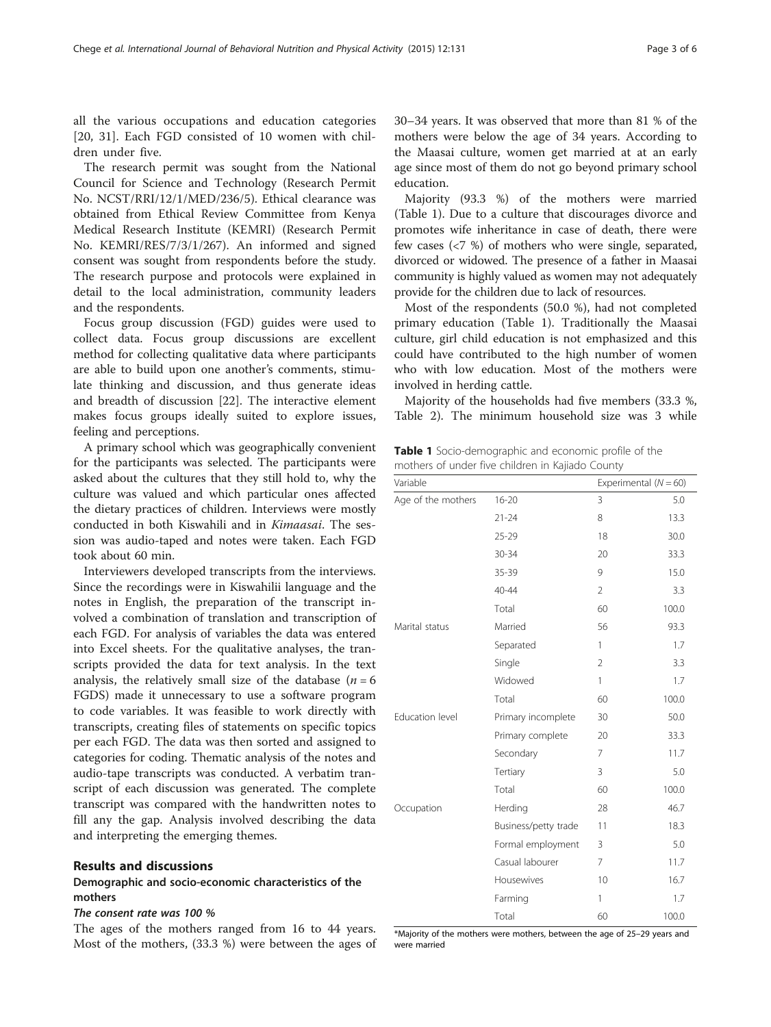all the various occupations and education categories [20, 31]. Each FGD consisted of 10 women with children under five.

The research permit was sought from the National Council for Science and Technology (Research Permit No. NCST/RRI/12/1/MED/236/5). Ethical clearance was obtained from Ethical Review Committee from Kenya Medical Research Institute (KEMRI) (Research Permit No. KEMRI/RES/7/3/1/267). An informed and signed consent was sought from respondents before the study. The research purpose and protocols were explained in detail to the local administration, community leaders and the respondents.

Focus group discussion (FGD) guides were used to collect data. Focus group discussions are excellent method for collecting qualitative data where participants are able to build upon one another's comments, stimulate thinking and discussion, and thus generate ideas and breadth of discussion [22]. The interactive element makes focus groups ideally suited to explore issues, feeling and perceptions.

A primary school which was geographically convenient for the participants was selected. The participants were asked about the cultures that they still hold to, why the culture was valued and which particular ones affected the dietary practices of children. Interviews were mostly conducted in both Kiswahili and in *Kimaasai*. The session was audio-taped and notes were taken. Each FGD took about 60 min.

Interviewers developed transcripts from the interviews. Since the recordings were in Kiswahilii language and the notes in English, the preparation of the transcript involved a combination of translation and transcription of each FGD. For analysis of variables the data was entered into Excel sheets. For the qualitative analyses, the transcripts provided the data for text analysis. In the text analysis, the relatively small size of the database ($n = 6$ FGDS) made it unnecessary to use a software program to code variables. It was feasible to work directly with transcripts, creating files of statements on specific topics per each FGD. The data was then sorted and assigned to categories for coding. Thematic analysis of the notes and audio-tape transcripts was conducted. A verbatim transcript of each discussion was generated. The complete transcript was compared with the handwritten notes to fill any the gap. Analysis involved describing the data and interpreting the emerging themes.

## Results and discussions

### Demographic and socio-economic characteristics of the mothers

#### *The consent rate was 100 %*

The ages of the mothers ranged from 16 to 44 years. Most of the mothers, (33.3 %) were between the ages of 30–34 years. It was observed that more than 81 % of the mothers were below the age of 34 years. According to the Maasai culture, women get married at at an early age since most of them do not go beyond primary school education.

Majority (93.3 %) of the mothers were married (Table 1). Due to a culture that discourages divorce and promotes wife inheritance in case of death, there were few cases (<7 %) of mothers who were single, separated, divorced or widowed. The presence of a father in Maasai community is highly valued as women may not adequately provide for the children due to lack of resources.

Most of the respondents (50.0 %), had not completed primary education (Table 1). Traditionally the Maasai culture, girl child education is not emphasized and this could have contributed to the high number of women who with low education. Most of the mothers were involved in herding cattle.

Majority of the households had five members (33.3 %, Table 2). The minimum household size was 3 while

**Table 1** Socio-demographic and economic profile of the mothers of under five children in Kajiado County

| Variable | | Experimental ($N = 60$) | |
|---|---|---|---|
| Age of the mothers | 16-20 | 3 | 5.0 |
| | 21-24 | 8 | 13.3 |
| | 25-29 | 18 | 30.0 |
| | 30-34 | 20 | 33.3 |
| | 35-39 | 9 | 15.0 |
| | 40-44 | 2 | 3.3 |
| | Total | 60 | 100.0 |
| Marital status | Married | 56 | 93.3 |
| | Separated | 1 | 1.7 |
| | Single | 2 | 3.3 |
| | Widowed | 1 | 1.7 |
| | Total | 60 | 100.0 |
| Education level | Primary incomplete | 30 | 50.0 |
| | Primary complete | 20 | 33.3 |
| | Secondary | 7 | 11.7 |
| | Tertiary | 3 | 5.0 |
| | Total | 60 | 100.0 |
| Occupation | Herding | 28 | 46.7 |
| | Business/petty trade | 11 | 18.3 |
| | Formal employment | 3 | 5.0 |
| | Casual labourer | 7 | 11.7 |
| | Housewives | 10 | 16.7 |
| | Farming | 1 | 1.7 |
| | Total | 60 | 100.0 |

*Majority of the mothers were mothers, between the age of 25–29 years and were married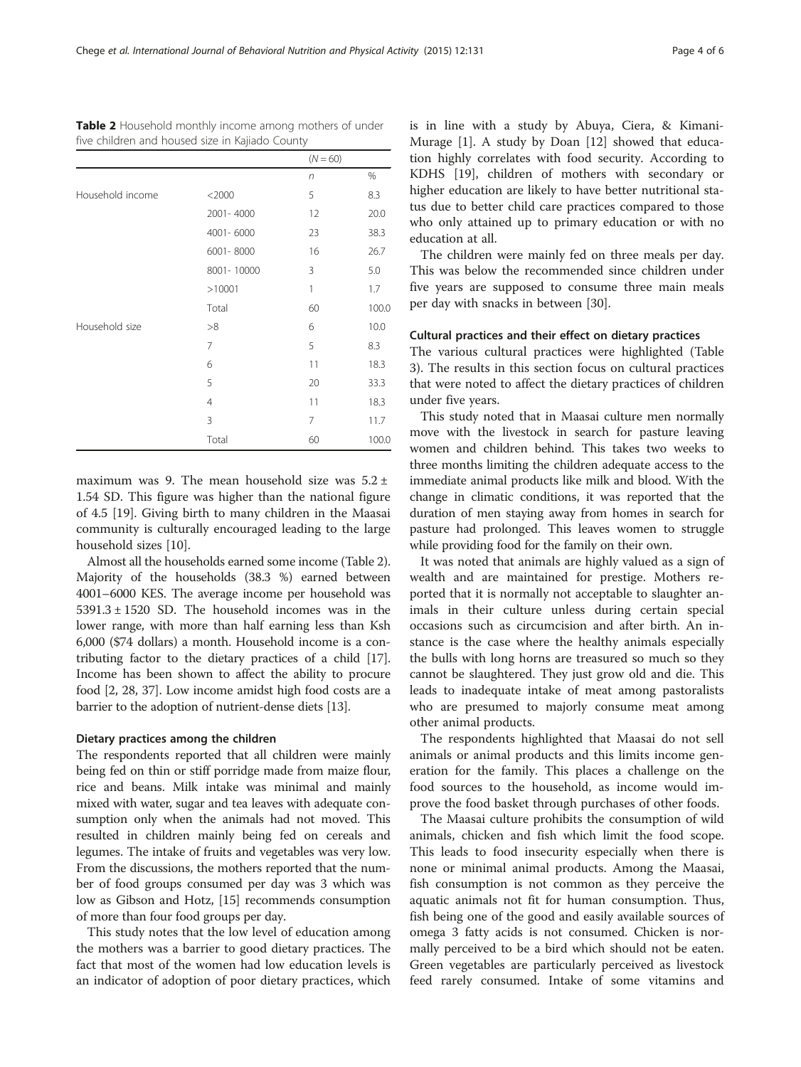**Table 2** Household monthly income among mothers of under five children and housed size in Kajiado County

| | | (N = 60) | |
|---|---|---|---|
| | | n | % |
| Household income | <2000 | 5 | 8.3 |
| | 2001- 4000 | 12 | 20.0 |
| | 4001- 6000 | 23 | 38.3 |
| | 6001- 8000 | 16 | 26.7 |
| | 8001- 10000 | 3 | 5.0 |
| | >10001 | 1 | 1.7 |
| | Total | 60 | 100.0 |
| Household size | >8 | 6 | 10.0 |
| | 7 | 5 | 8.3 |
| | 6 | 11 | 18.3 |
| | 5 | 20 | 33.3 |
| | 4 | 11 | 18.3 |
| | 3 | 7 | 11.7 |
| | Total | 60 | 100.0 |

maximum was 9. The mean household size was 5.2 ± 1.54 SD. This figure was higher than the national figure of 4.5 [19]. Giving birth to many children in the Maasai community is culturally encouraged leading to the large household sizes [10].

Almost all the households earned some income (Table 2). Majority of the households (38.3 %) earned between 4001–6000 KES. The average income per household was 5391.3 ± 1520 SD. The household incomes was in the lower range, with more than half earning less than Ksh 6,000 ($74 dollars) a month. Household income is a contributing factor to the dietary practices of a child [17]. Income has been shown to affect the ability to procure food [2, 28, 37]. Low income amidst high food costs are a barrier to the adoption of nutrient-dense diets [13].

#### Dietary practices among the children

The respondents reported that all children were mainly being fed on thin or stiff porridge made from maize flour, rice and beans. Milk intake was minimal and mainly mixed with water, sugar and tea leaves with adequate consumption only when the animals had not moved. This resulted in children mainly being fed on cereals and legumes. The intake of fruits and vegetables was very low. From the discussions, the mothers reported that the number of food groups consumed per day was 3 which was low as Gibson and Hotz, [15] recommends consumption of more than four food groups per day.

This study notes that the low level of education among the mothers was a barrier to good dietary practices. The fact that most of the women had low education levels is an indicator of adoption of poor dietary practices, which is in line with a study by Abuya, Ciera, & Kimani-Murage [1]. A study by Doan [12] showed that education highly correlates with food security. According to KDHS [19], children of mothers with secondary or higher education are likely to have better nutritional status due to better child care practices compared to those who only attained up to primary education or with no education at all.

The children were mainly fed on three meals per day. This was below the recommended since children under five years are supposed to consume three main meals per day with snacks in between [30].

#### Cultural practices and their effect on dietary practices

The various cultural practices were highlighted (Table 3). The results in this section focus on cultural practices that were noted to affect the dietary practices of children under five years.

This study noted that in Maasai culture men normally move with the livestock in search for pasture leaving women and children behind. This takes two weeks to three months limiting the children adequate access to the immediate animal products like milk and blood. With the change in climatic conditions, it was reported that the duration of men staying away from homes in search for pasture had prolonged. This leaves women to struggle while providing food for the family on their own.

It was noted that animals are highly valued as a sign of wealth and are maintained for prestige. Mothers reported that it is normally not acceptable to slaughter animals in their culture unless during certain special occasions such as circumcision and after birth. An instance is the case where the healthy animals especially the bulls with long horns are treasured so much so they cannot be slaughtered. They just grow old and die. This leads to inadequate intake of meat among pastoralists who are presumed to majorly consume meat among other animal products.

The respondents highlighted that Maasai do not sell animals or animal products and this limits income generation for the family. This places a challenge on the food sources to the household, as income would improve the food basket through purchases of other foods.

The Maasai culture prohibits the consumption of wild animals, chicken and fish which limit the food scope. This leads to food insecurity especially when there is none or minimal animal products. Among the Maasai, fish consumption is not common as they perceive the aquatic animals not fit for human consumption. Thus, fish being one of the good and easily available sources of omega 3 fatty acids is not consumed. Chicken is normally perceived to be a bird which should not be eaten. Green vegetables are particularly perceived as livestock feed rarely consumed. Intake of some vitamins and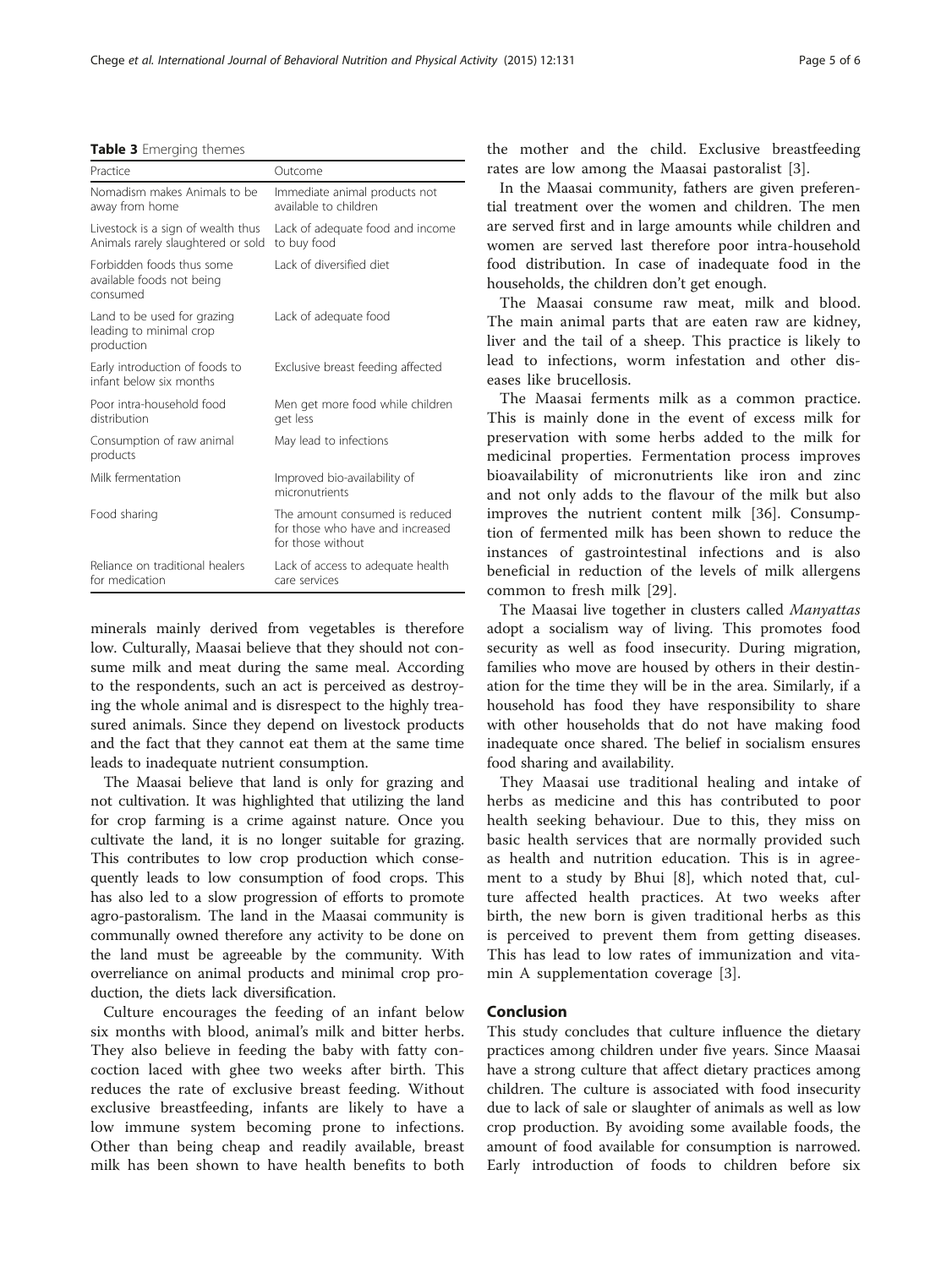**Table 3** Emerging themes

| Practice | Outcome |
| --- | --- |
| Nomadism makes Animals to be away from home | Immediate animal products not available to children |
| Livestock is a sign of wealth thus Animals rarely slaughtered or sold | Lack of adequate food and income to buy food |
| Forbidden foods thus some available foods not being consumed | Lack of diversified diet |
| Land to be used for grazing leading to minimal crop production | Lack of adequate food |
| Early introduction of foods to infant below six months | Exclusive breast feeding affected |
| Poor intra-household food distribution | Men get more food while children get less |
| Consumption of raw animal products | May lead to infections |
| Milk fermentation | Improved bio-availability of micronutrients |
| Food sharing | The amount consumed is reduced for those who have and increased for those without |
| Reliance on traditional healers for medication | Lack of access to adequate health care services |

minerals mainly derived from vegetables is therefore low. Culturally, Maasai believe that they should not consume milk and meat during the same meal. According to the respondents, such an act is perceived as destroying the whole animal and is disrespect to the highly treasured animals. Since they depend on livestock products and the fact that they cannot eat them at the same time leads to inadequate nutrient consumption.

The Maasai believe that land is only for grazing and not cultivation. It was highlighted that utilizing the land for crop farming is a crime against nature. Once you cultivate the land, it is no longer suitable for grazing. This contributes to low crop production which consequently leads to low consumption of food crops. This has also led to a slow progression of efforts to promote agro-pastoralism. The land in the Maasai community is communally owned therefore any activity to be done on the land must be agreeable by the community. With overreliance on animal products and minimal crop production, the diets lack diversification.

Culture encourages the feeding of an infant below six months with blood, animal's milk and bitter herbs. They also believe in feeding the baby with fatty concoction laced with ghee two weeks after birth. This reduces the rate of exclusive breast feeding. Without exclusive breastfeeding, infants are likely to have a low immune system becoming prone to infections. Other than being cheap and readily available, breast milk has been shown to have health benefits to both the mother and the child. Exclusive breastfeeding rates are low among the Maasai pastoralist [3].

In the Maasai community, fathers are given preferential treatment over the women and children. The men are served first and in large amounts while children and women are served last therefore poor intra-household food distribution. In case of inadequate food in the households, the children don't get enough.

The Maasai consume raw meat, milk and blood. The main animal parts that are eaten raw are kidney, liver and the tail of a sheep. This practice is likely to lead to infections, worm infestation and other diseases like brucellosis.

The Maasai ferments milk as a common practice. This is mainly done in the event of excess milk for preservation with some herbs added to the milk for medicinal properties. Fermentation process improves bioavailability of micronutrients like iron and zinc and not only adds to the flavour of the milk but also improves the nutrient content milk [36]. Consumption of fermented milk has been shown to reduce the instances of gastrointestinal infections and is also beneficial in reduction of the levels of milk allergens common to fresh milk [29].

The Maasai live together in clusters called *Manyattas* adopt a socialism way of living. This promotes food security as well as food insecurity. During migration, families who move are housed by others in their destination for the time they will be in the area. Similarly, if a household has food they have responsibility to share with other households that do not have making food inadequate once shared. The belief in socialism ensures food sharing and availability.

They Maasai use traditional healing and intake of herbs as medicine and this has contributed to poor health seeking behaviour. Due to this, they miss on basic health services that are normally provided such as health and nutrition education. This is in agreement to a study by Bhui [8], which noted that, culture affected health practices. At two weeks after birth, the new born is given traditional herbs as this is perceived to prevent them from getting diseases. This has lead to low rates of immunization and vitamin A supplementation coverage [3].

## Conclusion

This study concludes that culture influence the dietary practices among children under five years. Since Maasai have a strong culture that affect dietary practices among children. The culture is associated with food insecurity due to lack of sale or slaughter of animals as well as low crop production. By avoiding some available foods, the amount of food available for consumption is narrowed. Early introduction of foods to children before six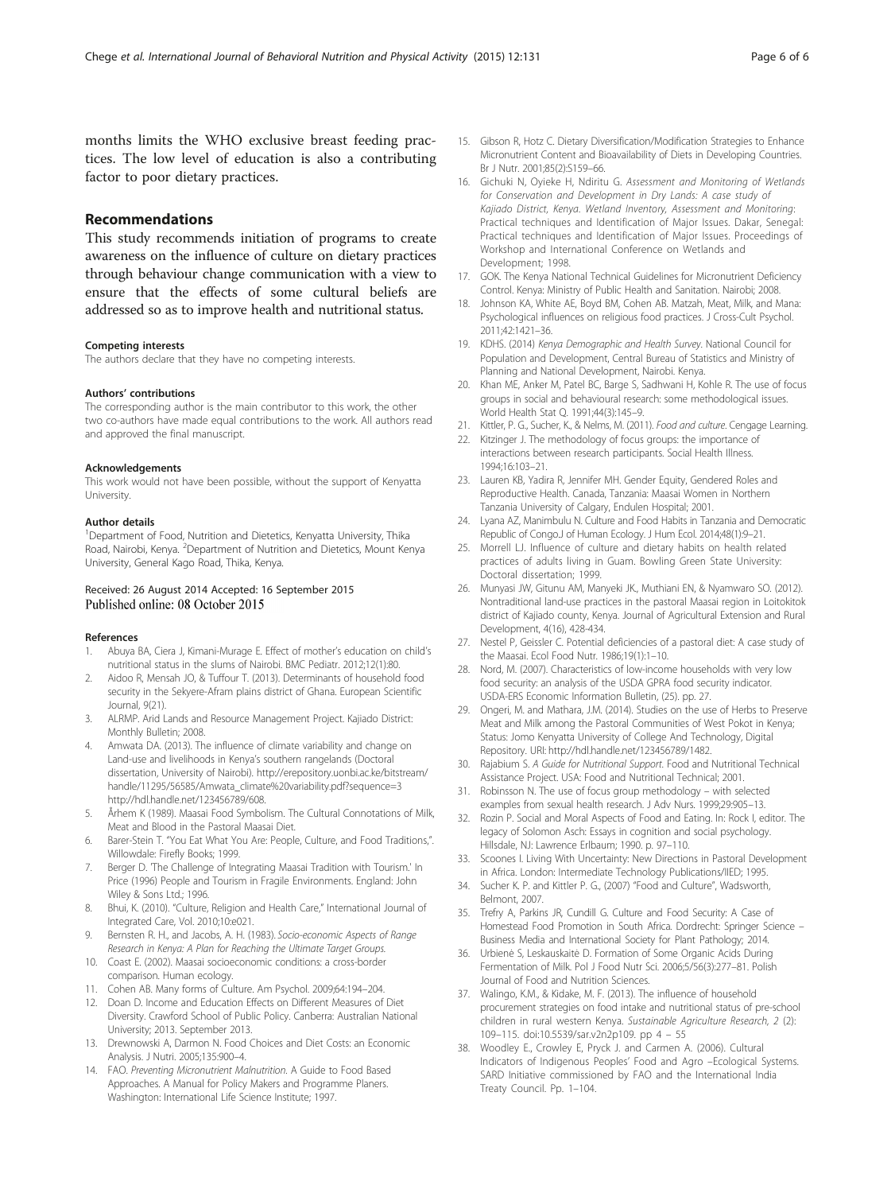months limits the WHO exclusive breast feeding practices. The low level of education is also a contributing factor to poor dietary practices.

## Recommendations

This study recommends initiation of programs to create awareness on the influence of culture on dietary practices through behaviour change communication with a view to ensure that the effects of some cultural beliefs are addressed so as to improve health and nutritional status.

#### Competing interests

The authors declare that they have no competing interests.

#### Authors' contributions

The corresponding author is the main contributor to this work, the other two co-authors have made equal contributions to the work. All authors read and approved the final manuscript.

#### Acknowledgements

This work would not have been possible, without the support of Kenyatta University.

#### Author details

[1]Department of Food, Nutrition and Dietetics, Kenyatta University, Thika Road, Nairobi, Kenya. [2]Department of Nutrition and Dietetics, Mount Kenya University, General Kago Road, Thika, Kenya.

Received: 26 August 2014 Accepted: 16 September 2015
Published online: 08 October 2015

#### References

1. Abuya BA, Ciera J, Kimani-Murage E. Effect of mother's education on child's nutritional status in the slums of Nairobi. BMC Pediatr. 2012;12(1):80.
2. Aidoo R, Mensah JO, & Tuffour T. (2013). Determinants of household food security in the Sekyere-Afram plains district of Ghana. European Scientific Journal, 9(21).
3. ALRMP. Arid Lands and Resource Management Project. Kajiado District: Monthly Bulletin; 2008.
4. Amwata DA. (2013). The influence of climate variability and change on Land-use and livelihoods in Kenya's southern rangelands (Doctoral dissertation, University of Nairobi). http://erepository.uonbi.ac.ke/bitstream/handle/11295/56585/Amwata_climate%20variability.pdf?sequence=3 http://hdl.handle.net/123456789/608.
5. Århem K (1989). Maasai Food Symbolism. The Cultural Connotations of Milk, Meat and Blood in the Pastoral Maasai Diet.
6. Barer-Stein T. "You Eat What You Are: People, Culture, and Food Traditions,". Willowdale: Firefly Books; 1999.
7. Berger D. 'The Challenge of Integrating Maasai Tradition with Tourism.' In Price (1996) People and Tourism in Fragile Environments. England: John Wiley & Sons Ltd.; 1996.
8. Bhui, K. (2010). "Culture, Religion and Health Care," International Journal of Integrated Care, Vol. 2010;10:e021.
9. Bernsten R. H., and Jacobs, A. H. (1983). *Socio-economic Aspects of Range Research in Kenya: A Plan for Reaching the Ultimate Target Groups.*
10. Coast E. (2002). Maasai socioeconomic conditions: a cross-border comparison. Human ecology.
11. Cohen AB. Many forms of Culture. Am Psychol. 2009;64:194–204.
12. Doan D. Income and Education Effects on Different Measures of Diet Diversity. Crawford School of Public Policy. Canberra: Australian National University; 2013. September 2013.
13. Drewnowski A, Darmon N. Food Choices and Diet Costs: an Economic Analysis. J Nutri. 2005;135:900–4.
14. FAO. *Preventing Micronutrient Malnutrition*. A Guide to Food Based Approaches. A Manual for Policy Makers and Programme Planers. Washington: International Life Science Institute; 1997.
15. Gibson R, Hotz C. Dietary Diversification/Modification Strategies to Enhance Micronutrient Content and Bioavailability of Diets in Developing Countries. Br J Nutr. 2001;85(2):S159–66.
16. Gichuki N, Oyieke H, Ndiritu G. *Assessment and Monitoring of Wetlands for Conservation and Development in Dry Lands: A case study of Kajiado District, Kenya. Wetland Inventory, Assessment and Monitoring*: Practical techniques and Identification of Major Issues. Dakar, Senegal: Practical techniques and Identification of Major Issues. Proceedings of Workshop and International Conference on Wetlands and Development; 1998.
17. GOK. The Kenya National Technical Guidelines for Micronutrient Deficiency Control. Kenya: Ministry of Public Health and Sanitation. Nairobi; 2008.
18. Johnson KA, White AE, Boyd BM, Cohen AB. Matzah, Meat, Milk, and Mana: Psychological influences on religious food practices. J Cross-Cult Psychol. 2011;42:1421–36.
19. KDHS. (2014) *Kenya Demographic and Health Survey*. National Council for Population and Development, Central Bureau of Statistics and Ministry of Planning and National Development, Nairobi. Kenya.
20. Khan ME, Anker M, Patel BC, Barge S, Sadhwani H, Kohle R. The use of focus groups in social and behavioural research: some methodological issues. World Health Stat Q. 1991;44(3):145–9.
21. Kittler, P. G., Sucher, K., & Nelms, M. (2011). *Food and culture*. Cengage Learning.
22. Kitzinger J. The methodology of focus groups: the importance of interactions between research participants. Social Health Illness. 1994;16:103–21.
23. Lauren KB, Yadira R, Jennifer MH. Gender Equity, Gendered Roles and Reproductive Health. Canada, Tanzania: Maasai Women in Northern Tanzania University of Calgary, Endulen Hospital; 2001.
24. Lyana AZ, Manimbulu N. Culture and Food Habits in Tanzania and Democratic Republic of Congo.J of Human Ecology. J Hum Ecol. 2014;48(1):9–21.
25. Morrell LJ. Influence of culture and dietary habits on health related practices of adults living in Guam. Bowling Green State University: Doctoral dissertation; 1999.
26. Munyasi JW, Gitunu AM, Manyeki JK., Muthiani EN, & Nyamwaro SO. (2012). Nontraditional land-use practices in the pastoral Maasai region in Loitokitok district of Kajiado county, Kenya. Journal of Agricultural Extension and Rural Development, 4(16), 428-434.
27. Nestel P, Geissler C. Potential deficiencies of a pastoral diet: A case study of the Maasai. Ecol Food Nutr. 1986;19(1):1–10.
28. Nord, M. (2007). Characteristics of low-income households with very low food security: an analysis of the USDA GPRA food security indicator. USDA-ERS Economic Information Bulletin, (25). pp. 27.
29. Ongeri, M. and Mathara, J.M. (2014). Studies on the use of Herbs to Preserve Meat and Milk among the Pastoral Communities of West Pokot in Kenya; Status: Jomo Kenyatta University of College And Technology, Digital Repository. URI: http://hdl.handle.net/123456789/1482.
30. Rajabium S. *A Guide for Nutritional Support*. Food and Nutritional Technical Assistance Project. USA: Food and Nutritional Technical; 2001.
31. Robinsson N. The use of focus group methodology – with selected examples from sexual health research. J Adv Nurs. 1999;29:905–13.
32. Rozin P. Social and Moral Aspects of Food and Eating. In: Rock I, editor. The legacy of Solomon Asch: Essays in cognition and social psychology. Hillsdale, NJ: Lawrence Erlbaum; 1990. p. 97–110.
33. Scoones I. Living With Uncertainty: New Directions in Pastoral Development in Africa. London: Intermediate Technology Publications/IIED; 1995.
34. Sucher K. P. and Kittler P. G., (2007) "Food and Culture", Wadsworth, Belmont, 2007.
35. Trefry A, Parkins JR, Cundill G. Culture and Food Security: A Case of Homestead Food Promotion in South Africa. Dordrecht: Springer Science – Business Media and International Society for Plant Pathology; 2014.
36. Urbienė S, Leskauskaitė D. Formation of Some Organic Acids During Fermentation of Milk. Pol J Food Nutr Sci. 2006;5/56(3):277–81. Polish Journal of Food and Nutrition Sciences.
37. Walingo, K.M., & Kidake, M. F. (2013). The influence of household procurement strategies on food intake and nutritional status of pre-school children in rural western Kenya. *Sustainable Agriculture Research, 2* (2): 109–115. doi:10.5539/sar.v2n2p109. pp 4 – 55
38. Woodley E., Crowley E, Pryck J. and Carmen A. (2006). Cultural Indicators of Indigenous Peoples' Food and Agro –Ecological Systems. SARD Initiative commissioned by FAO and the International India Treaty Council. Pp. 1–104.